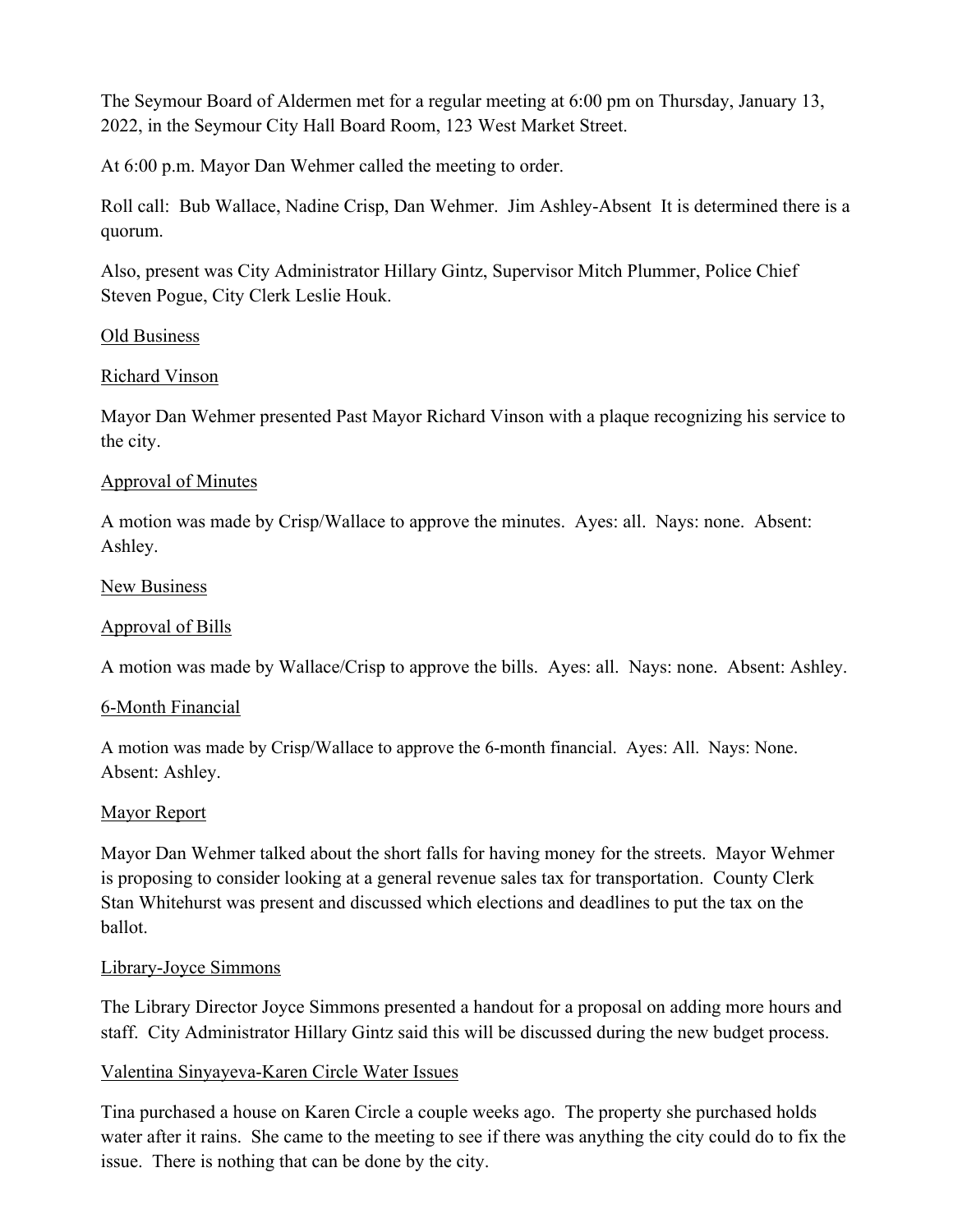The Seymour Board of Aldermen met for a regular meeting at 6:00 pm on Thursday, January 13, 2022, in the Seymour City Hall Board Room, 123 West Market Street.

At 6:00 p.m. Mayor Dan Wehmer called the meeting to order.

Roll call: Bub Wallace, Nadine Crisp, Dan Wehmer. Jim Ashley-Absent It is determined there is a quorum.

Also, present was City Administrator Hillary Gintz, Supervisor Mitch Plummer, Police Chief Steven Pogue, City Clerk Leslie Houk.

Old Business

Richard Vinson

Mayor Dan Wehmer presented Past Mayor Richard Vinson with a plaque recognizing his service to the city.

Approval of Minutes

A motion was made by Crisp/Wallace to approve the minutes. Ayes: all. Nays: none. Absent: Ashley.

New Business

Approval of Bills

A motion was made by Wallace/Crisp to approve the bills. Ayes: all. Nays: none. Absent: Ashley.

6-Month Financial

A motion was made by Crisp/Wallace to approve the 6-month financial. Ayes: All. Nays: None. Absent: Ashley.

Mayor Report

Mayor Dan Wehmer talked about the short falls for having money for the streets. Mayor Wehmer is proposing to consider looking at a general revenue sales tax for transportation. County Clerk Stan Whitehurst was present and discussed which elections and deadlines to put the tax on the ballot.

Library-Joyce Simmons

The Library Director Joyce Simmons presented a handout for a proposal on adding more hours and staff. City Administrator Hillary Gintz said this will be discussed during the new budget process.

Valentina Sinyayeva-Karen Circle Water Issues

Tina purchased a house on Karen Circle a couple weeks ago. The property she purchased holds water after it rains. She came to the meeting to see if there was anything the city could do to fix the issue. There is nothing that can be done by the city.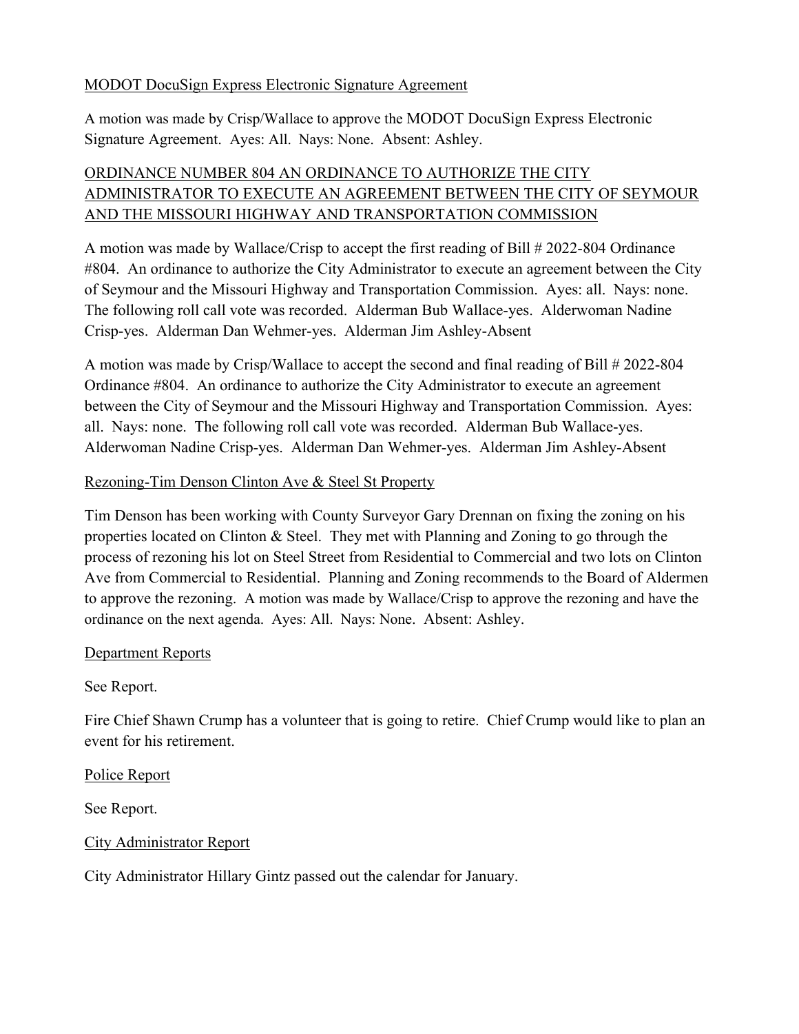<u>MODOT DocuSign Express Electronic Signature Agreement</u>

A motion was made by Crisp/Wallace to approve the MODOT DocuSign Express Electronic Signature Agreement. Ayes: All. Nays: None. Absent: Ashley.

<u>ORDINANCE NUMBER 804 AN ORDINANCE TO AUTHORIZE THE CITY ADMINISTRATOR TO EXECUTE AN AGREEMENT BETWEEN THE CITY OF SEYMOUR AND THE MISSOURI HIGHWAY AND TRANSPORTATION COMMISSION</u>

A motion was made by Wallace/Crisp to accept the first reading of Bill # 2022-804 Ordinance #804. An ordinance to authorize the City Administrator to execute an agreement between the City of Seymour and the Missouri Highway and Transportation Commission. Ayes: all. Nays: none. The following roll call vote was recorded. Alderman Bub Wallace-yes. Alderwoman Nadine Crisp-yes. Alderman Dan Wehmer-yes. Alderman Jim Ashley-Absent

A motion was made by Crisp/Wallace to accept the second and final reading of Bill # 2022-804 Ordinance #804. An ordinance to authorize the City Administrator to execute an agreement between the City of Seymour and the Missouri Highway and Transportation Commission. Ayes: all. Nays: none. The following roll call vote was recorded. Alderman Bub Wallace-yes. Alderwoman Nadine Crisp-yes. Alderman Dan Wehmer-yes. Alderman Jim Ashley-Absent

<u>Rezoning-Tim Denson Clinton Ave & Steel St Property</u>

Tim Denson has been working with County Surveyor Gary Drennan on fixing the zoning on his properties located on Clinton & Steel. They met with Planning and Zoning to go through the process of rezoning his lot on Steel Street from Residential to Commercial and two lots on Clinton Ave from Commercial to Residential. Planning and Zoning recommends to the Board of Aldermen to approve the rezoning. A motion was made by Wallace/Crisp to approve the rezoning and have the ordinance on the next agenda. Ayes: All. Nays: None. Absent: Ashley.

<u>Department Reports</u>

See Report.

Fire Chief Shawn Crump has a volunteer that is going to retire. Chief Crump would like to plan an event for his retirement.

<u>Police Report</u>

See Report.

<u>City Administrator Report</u>

City Administrator Hillary Gintz passed out the calendar for January.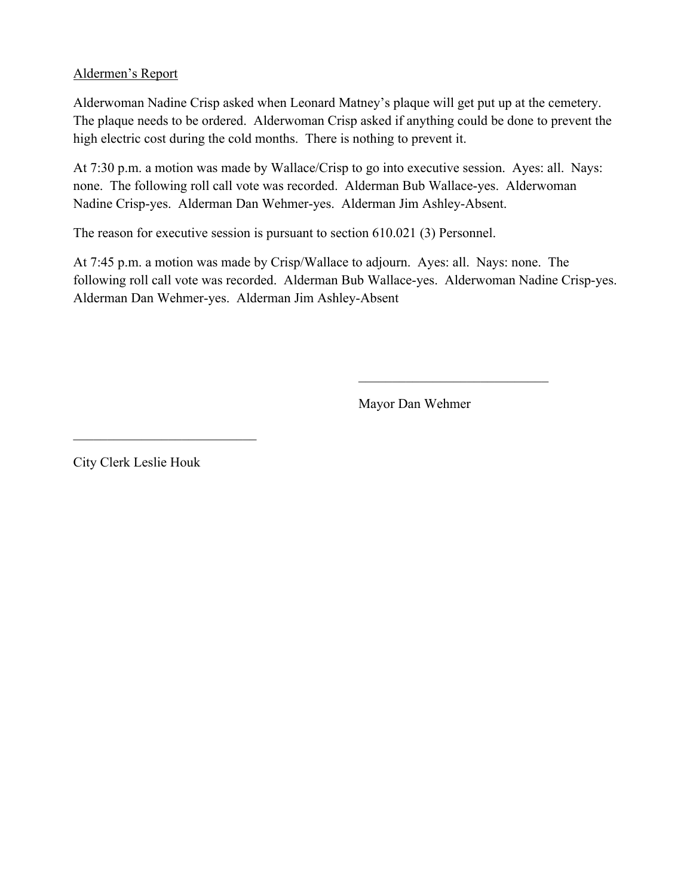Aldermen's Report

Alderwoman Nadine Crisp asked when Leonard Matney's plaque will get put up at the cemetery. The plaque needs to be ordered. Alderwoman Crisp asked if anything could be done to prevent the high electric cost during the cold months. There is nothing to prevent it.

At 7:30 p.m. a motion was made by Wallace/Crisp to go into executive session. Ayes: all. Nays: none. The following roll call vote was recorded. Alderman Bub Wallace-yes. Alderwoman Nadine Crisp-yes. Alderman Dan Wehmer-yes. Alderman Jim Ashley-Absent.

The reason for executive session is pursuant to section 610.021 (3) Personnel.

At 7:45 p.m. a motion was made by Crisp/Wallace to adjourn. Ayes: all. Nays: none. The following roll call vote was recorded. Alderman Bub Wallace-yes. Alderwoman Nadine Crisp-yes. Alderman Dan Wehmer-yes. Alderman Jim Ashley-Absent

\_\_\_\_\_\_\_\_\_\_\_\_\_\_\_\_\_\_\_\_\_\_\_\_\_\_\_\_

Mayor Dan Wehmer

\_\_\_\_\_\_\_\_\_\_\_\_\_\_\_\_\_\_\_\_\_\_\_\_\_\_\_\_

City Clerk Leslie Houk